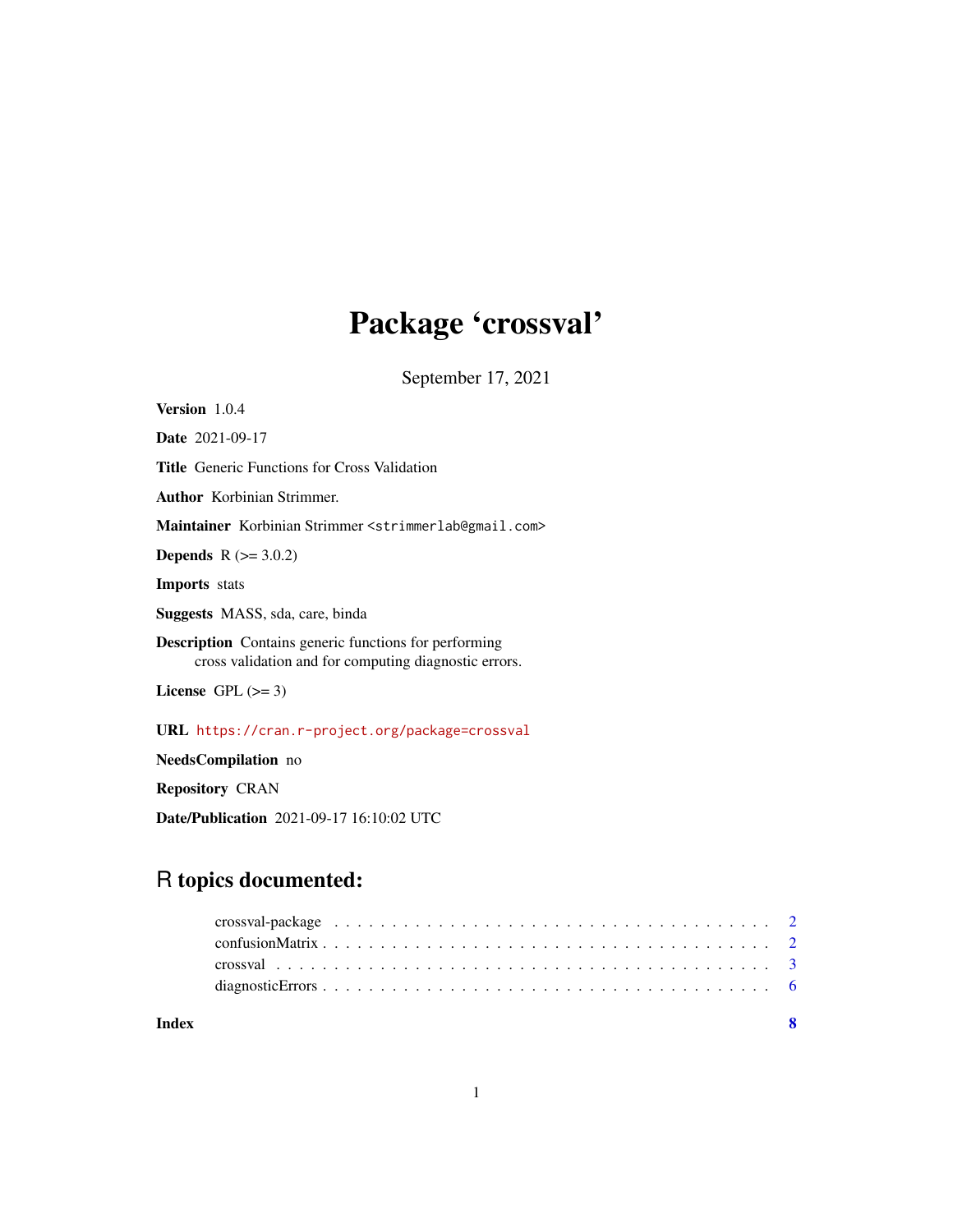# Package 'crossval'

September 17, 2021

**Version** 1.0.4

**Date** 2021-09-17

**Title** Generic Functions for Cross Validation

**Author** Korbinian Strimmer.

**Maintainer** Korbinian Strimmer <strimmerlab@gmail.com>

**Depends** R (>= 3.0.2)

**Imports** stats

**Suggests** MASS, sda, care, binda

**Description** Contains generic functions for performing cross validation and for computing diagnostic errors.

**License** GPL (>= 3)

**URL** https://cran.r-project.org/package=crossval

**NeedsCompilation** no

**Repository** CRAN

**Date/Publication** 2021-09-17 16:10:02 UTC

## R topics documented:

- crossval-package . . . . . . . . . . . . . . . . . . . . . . . . . . . . . . . . . . . . 2
- confusionMatrix . . . . . . . . . . . . . . . . . . . . . . . . . . . . . . . . . . . . 2
- crossval . . . . . . . . . . . . . . . . . . . . . . . . . . . . . . . . . . . . . . . . . 3
- diagnosticErrors . . . . . . . . . . . . . . . . . . . . . . . . . . . . . . . . . . . . 6

**Index** **8**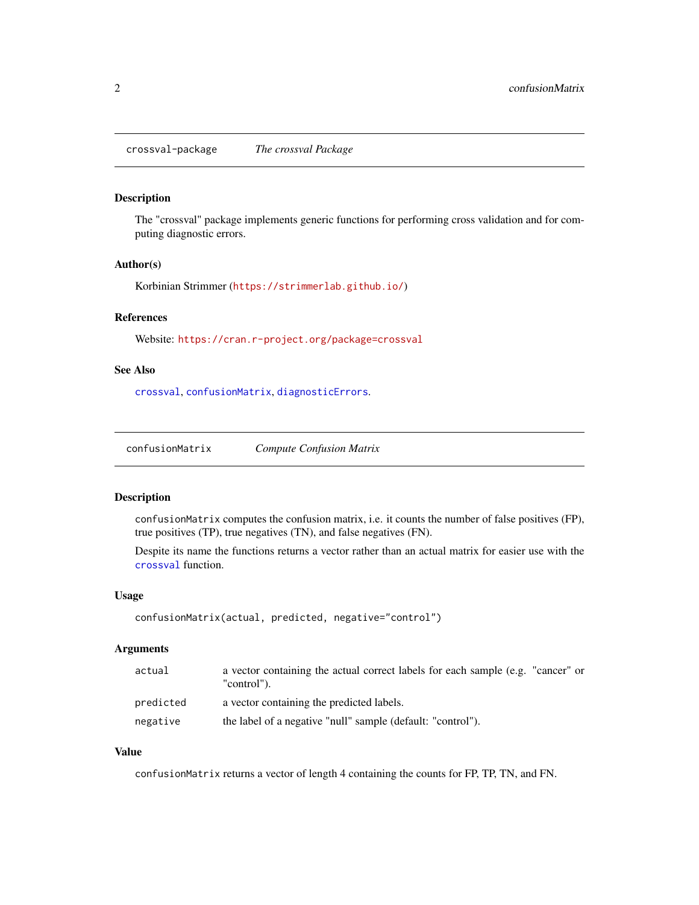## crossval-package *The crossval Package*

### Description

The "crossval" package implements generic functions for performing cross validation and for computing diagnostic errors.

### Author(s)

Korbinian Strimmer (https://strimmerlab.github.io/)

### References

Website: https://cran.r-project.org/package=crossval

### See Also

crossval, confusionMatrix, diagnosticErrors.

## confusionMatrix *Compute Confusion Matrix*

### Description

`confusionMatrix` computes the confusion matrix, i.e. it counts the number of false positives (FP), true positives (TP), true negatives (TN), and false negatives (FN).

Despite its name the functions returns a vector rather than an actual matrix for easier use with the `crossval` function.

### Usage

```
confusionMatrix(actual, predicted, negative="control")
```

### Arguments

| | |
|---|---|
| `actual` | a vector containing the actual correct labels for each sample (e.g. "cancer" or "control"). |
| `predicted` | a vector containing the predicted labels. |
| `negative` | the label of a negative "null" sample (default: "control"). |

### Value

`confusionMatrix` returns a vector of length 4 containing the counts for FP, TP, TN, and FN.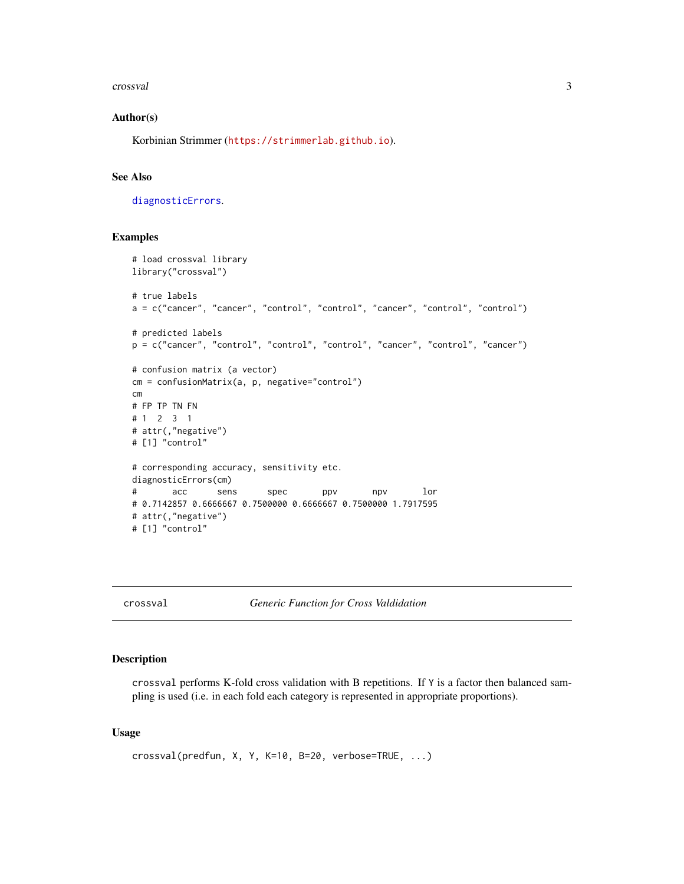### Author(s)

Korbinian Strimmer (https://strimmerlab.github.io).

### See Also

diagnosticErrors.

### Examples

```
# load crossval library
library("crossval")

# true labels
a = c("cancer", "cancer", "control", "control", "cancer", "control", "control")

# predicted labels
p = c("cancer", "control", "control", "control", "cancer", "control", "cancer")

# confusion matrix (a vector)
cm = confusionMatrix(a, p, negative="control")
cm
# FP TP TN FN
# 1  2  3  1
# attr(,"negative")
# [1] "control"

# corresponding accuracy, sensitivity etc.
diagnosticErrors(cm)
#       acc      sens      spec       ppv       npv       lor
# 0.7142857 0.6666667 0.7500000 0.6666667 0.7500000 1.7917595
# attr(,"negative")
# [1] "control"
```

## crossval — *Generic Function for Cross Valdidation*

### Description

crossval performs K-fold cross validation with B repetitions. If Y is a factor then balanced sampling is used (i.e. in each fold each category is represented in appropriate proportions).

### Usage

```
crossval(predfun, X, Y, K=10, B=20, verbose=TRUE, ...)
```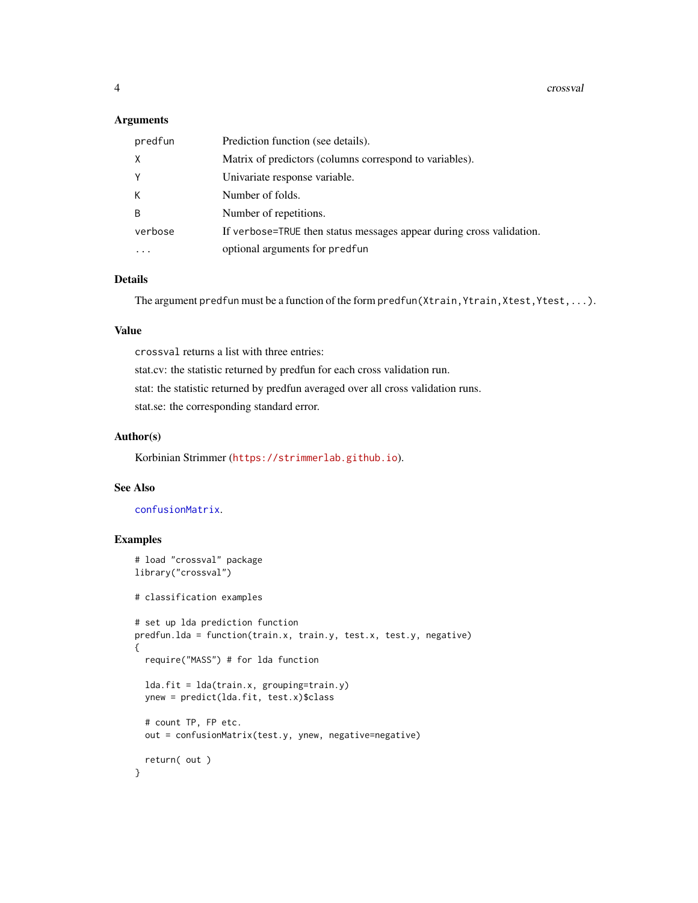### Arguments

| | |
|---|---|
| `predfun` | Prediction function (see details). |
| `X` | Matrix of predictors (columns correspond to variables). |
| `Y` | Univariate response variable. |
| `K` | Number of folds. |
| `B` | Number of repetitions. |
| `verbose` | If `verbose=TRUE` then status messages appear during cross validation. |
| `...` | optional arguments for `predfun` |

### Details

The argument `predfun` must be a function of the form `predfun(Xtrain,Ytrain,Xtest,Ytest,...)`.

### Value

`crossval` returns a list with three entries:

stat.cv: the statistic returned by predfun for each cross validation run.

stat: the statistic returned by predfun averaged over all cross validation runs.

stat.se: the corresponding standard error.

### Author(s)

Korbinian Strimmer (https://strimmerlab.github.io).

### See Also

`confusionMatrix`.

### Examples

```
# load "crossval" package
library("crossval")

# classification examples

# set up lda prediction function
predfun.lda = function(train.x, train.y, test.x, test.y, negative)
{
  require("MASS") # for lda function

  lda.fit = lda(train.x, grouping=train.y)
  ynew = predict(lda.fit, test.x)$class

  # count TP, FP etc.
  out = confusionMatrix(test.y, ynew, negative=negative)

  return( out )
}
```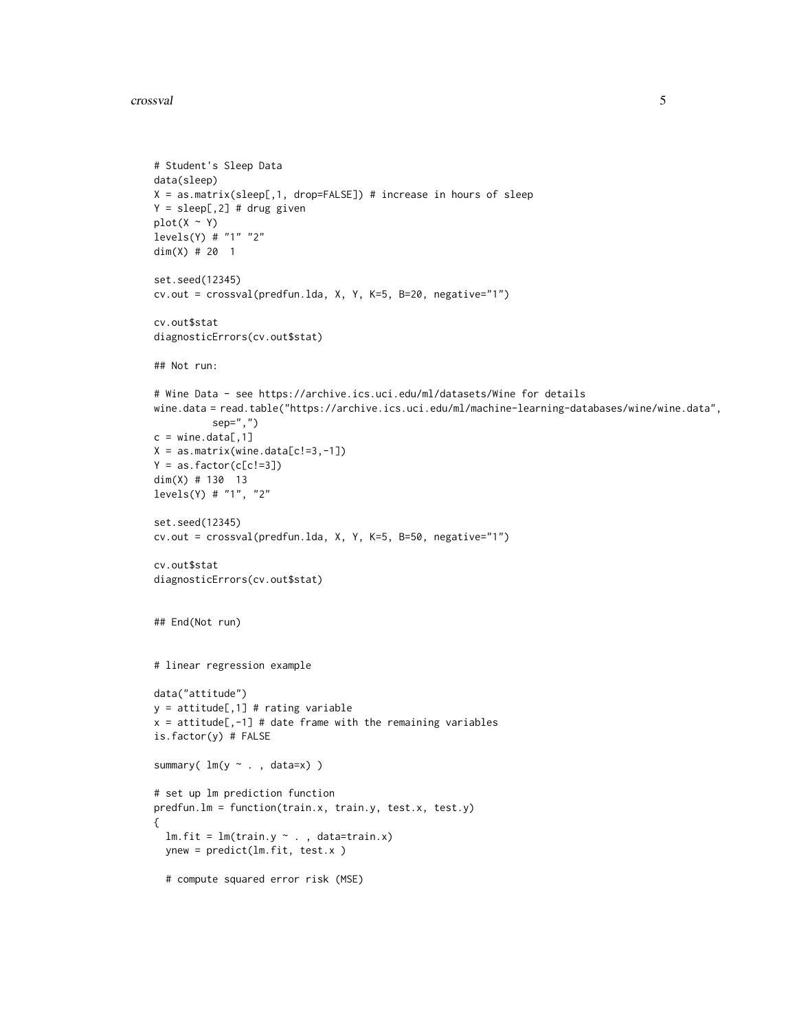```
# Student's Sleep Data
data(sleep)
X = as.matrix(sleep[,1, drop=FALSE]) # increase in hours of sleep
Y = sleep[,2] # drug given
plot(X ~ Y)
levels(Y) # "1" "2"
dim(X) # 20  1

set.seed(12345)
cv.out = crossval(predfun.lda, X, Y, K=5, B=20, negative="1")

cv.out$stat
diagnosticErrors(cv.out$stat)

## Not run:

# Wine Data - see https://archive.ics.uci.edu/ml/datasets/Wine for details
wine.data = read.table("https://archive.ics.uci.edu/ml/machine-learning-databases/wine/wine.data",
          sep=",")
c = wine.data[,1]
X = as.matrix(wine.data[c!=3,-1])
Y = as.factor(c[c!=3])
dim(X) # 130  13
levels(Y) # "1", "2"

set.seed(12345)
cv.out = crossval(predfun.lda, X, Y, K=5, B=50, negative="1")

cv.out$stat
diagnosticErrors(cv.out$stat)


## End(Not run)


# linear regression example

data("attitude")
y = attitude[,1] # rating variable
x = attitude[,-1] # date frame with the remaining variables
is.factor(y) # FALSE

summary( lm(y ~ . , data=x) )

# set up lm prediction function
predfun.lm = function(train.x, train.y, test.x, test.y)
{
  lm.fit = lm(train.y ~ . , data=train.x)
  ynew = predict(lm.fit, test.x )

  # compute squared error risk (MSE)
```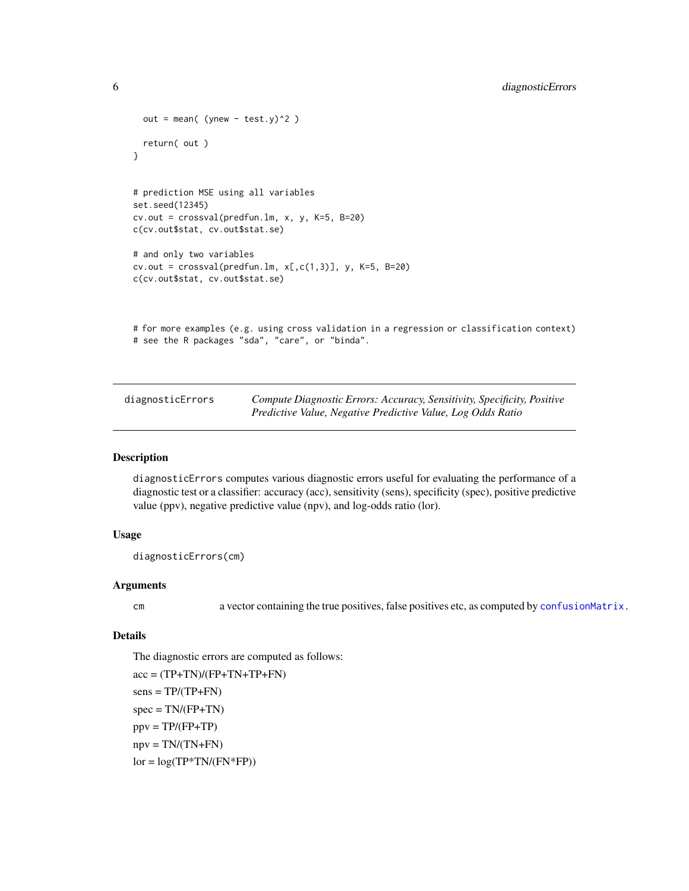```
  out = mean( (ynew - test.y)^2 )

  return( out )
}


# prediction MSE using all variables
set.seed(12345)
cv.out = crossval(predfun.lm, x, y, K=5, B=20)
c(cv.out$stat, cv.out$stat.se)

# and only two variables
cv.out = crossval(predfun.lm, x[,c(1,3)], y, K=5, B=20)
c(cv.out$stat, cv.out$stat.se)



# for more examples (e.g. using cross validation in a regression or classification context)
# see the R packages "sda", "care", or "binda".
```

---

## diagnosticErrors — *Compute Diagnostic Errors: Accuracy, Sensitivity, Specificity, Positive Predictive Value, Negative Predictive Value, Log Odds Ratio*

---

### Description

`diagnosticErrors` computes various diagnostic errors useful for evaluating the performance of a diagnostic test or a classifier: accuracy (acc), sensitivity (sens), specificity (spec), positive predictive value (ppv), negative predictive value (npv), and log-odds ratio (lor).

### Usage

```
diagnosticErrors(cm)
```

### Arguments

`cm` a vector containing the true positives, false positives etc, as computed by `confusionMatrix`.

### Details

The diagnostic errors are computed as follows:

acc = (TP+TN)/(FP+TN+TP+FN)

sens = TP/(TP+FN)

spec = TN/(FP+TN)

ppv = TP/(FP+TP)

npv = TN/(TN+FN)

lor = log(TP*TN/(FN*FP))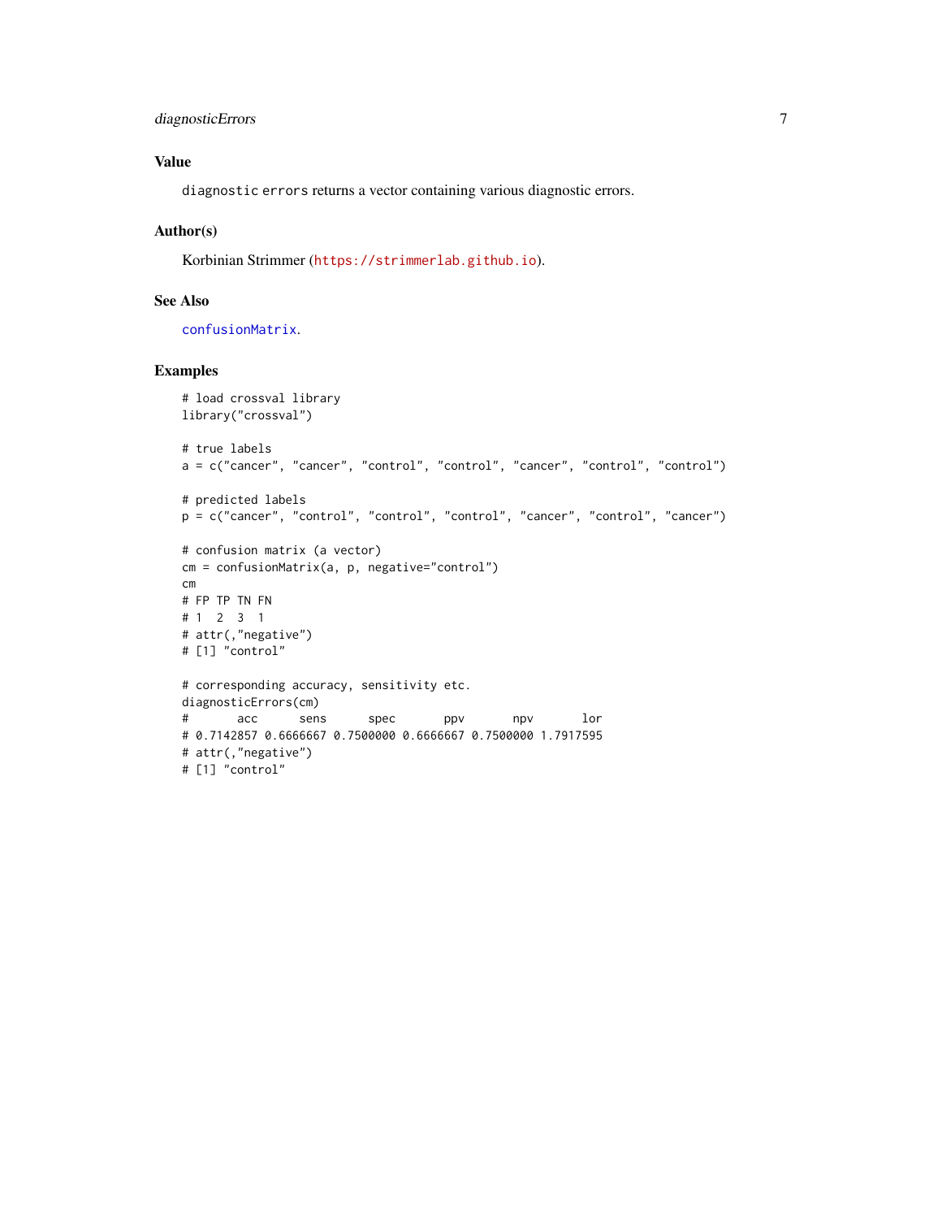## Value

diagnostic errors returns a vector containing various diagnostic errors.

## Author(s)

Korbinian Strimmer (https://strimmerlab.github.io).

## See Also

confusionMatrix.

## Examples

```
# load crossval library
library("crossval")

# true labels
a = c("cancer", "cancer", "control", "control", "cancer", "control", "control")

# predicted labels
p = c("cancer", "control", "control", "control", "cancer", "control", "cancer")

# confusion matrix (a vector)
cm = confusionMatrix(a, p, negative="control")
cm
# FP TP TN FN
# 1  2  3  1
# attr(,"negative")
# [1] "control"

# corresponding accuracy, sensitivity etc.
diagnosticErrors(cm)
#       acc      sens      spec       ppv       npv       lor
# 0.7142857 0.6666667 0.7500000 0.6666667 0.7500000 1.7917595
# attr(,"negative")
# [1] "control"
```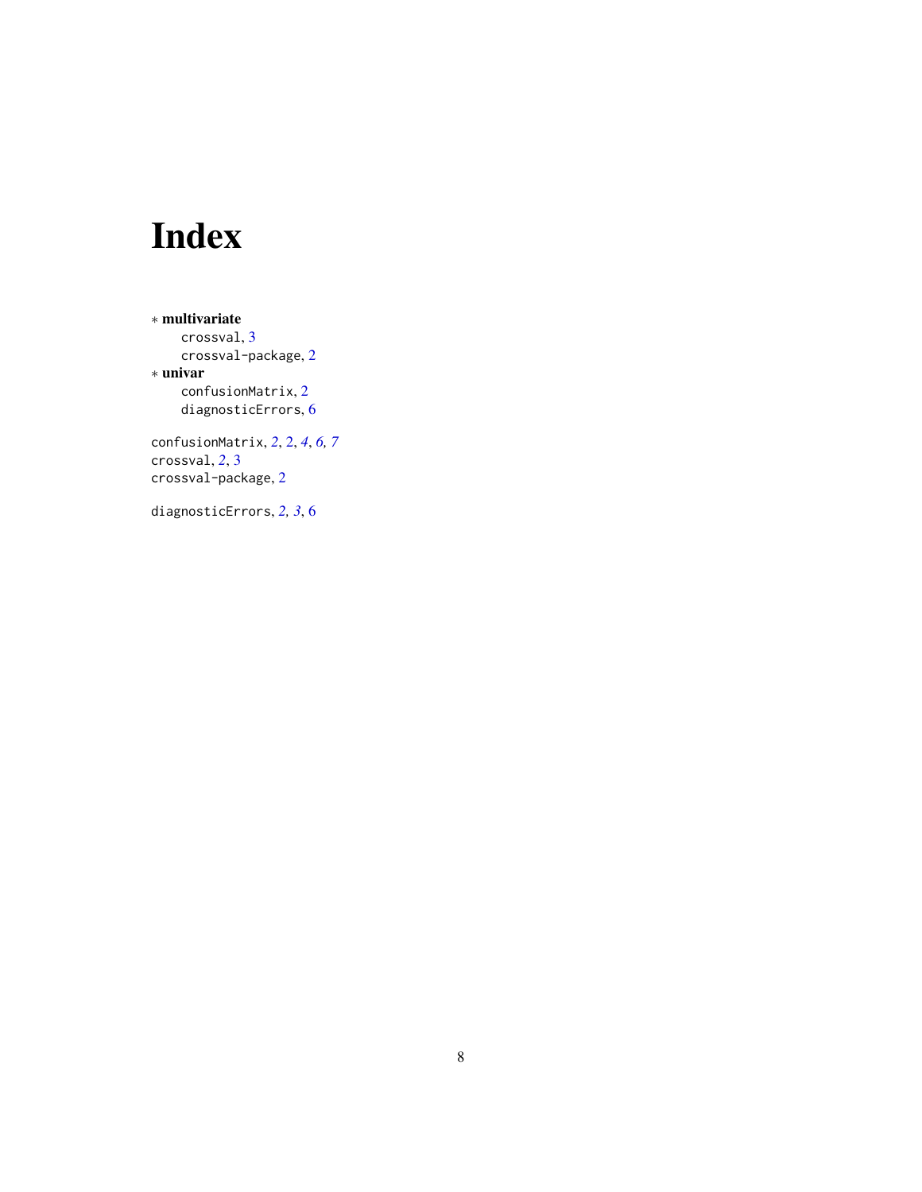# Index

* **multivariate**
    - crossval, 3
    - crossval-package, 2
* **univar**
    - confusionMatrix, 2
    - diagnosticErrors, 6

confusionMatrix, *2*, 2, *4*, *6, 7*
crossval, *2*, 3
crossval-package, 2

diagnosticErrors, *2, 3*, 6